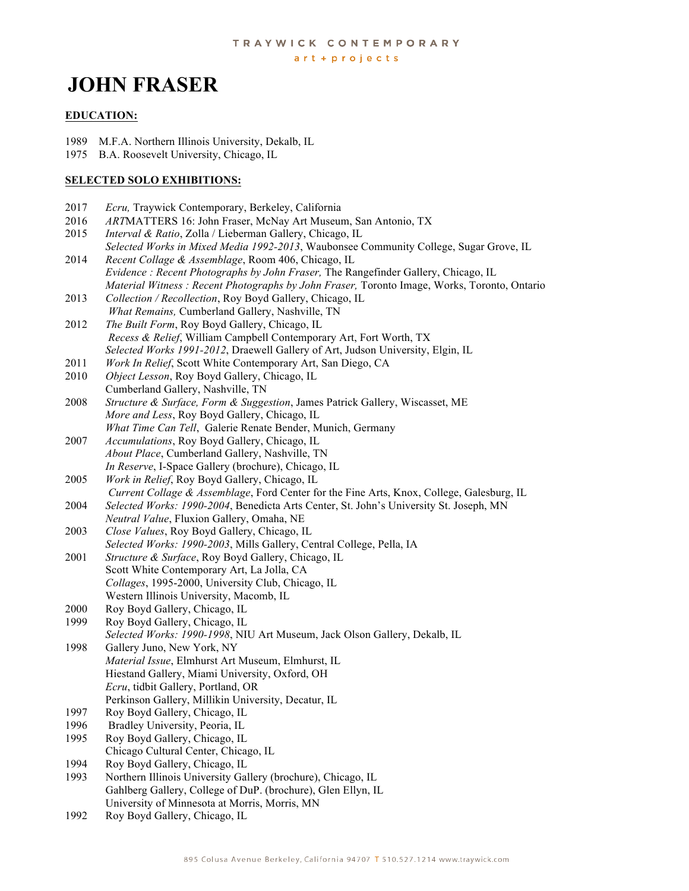# JOHN FRASER

## EDUCATION:

1989 M.F.A. Northern Illinois University, Dekalb, IL
1975 B.A. Roosevelt University, Chicago, IL

## SELECTED SOLO EXHIBITIONS:

2017 *Ecru,* Traywick Contemporary, Berkeley, California
2016 *ART*MATTERS 16: John Fraser, McNay Art Museum, San Antonio, TX
2015 *Interval & Ratio*, Zolla / Lieberman Gallery, Chicago, IL
*Selected Works in Mixed Media 1992-2013*, Waubonsee Community College, Sugar Grove, IL
2014 *Recent Collage & Assemblage*, Room 406, Chicago, IL
*Evidence : Recent Photographs by John Fraser,* The Rangefinder Gallery, Chicago, IL
*Material Witness : Recent Photographs by John Fraser,* Toronto Image, Works, Toronto, Ontario
2013 *Collection / Recollection*, Roy Boyd Gallery, Chicago, IL
*What Remains,* Cumberland Gallery, Nashville, TN
2012 *The Built Form*, Roy Boyd Gallery, Chicago, IL
*Recess & Relief*, William Campbell Contemporary Art, Fort Worth, TX
*Selected Works 1991-2012*, Draewell Gallery of Art, Judson University, Elgin, IL
2011 *Work In Relief*, Scott White Contemporary Art, San Diego, CA
2010 *Object Lesson*, Roy Boyd Gallery, Chicago, IL
Cumberland Gallery, Nashville, TN
2008 *Structure & Surface, Form & Suggestion*, James Patrick Gallery, Wiscasset, ME
*More and Less*, Roy Boyd Gallery, Chicago, IL
*What Time Can Tell*, Galerie Renate Bender, Munich, Germany
2007 *Accumulations*, Roy Boyd Gallery, Chicago, IL
*About Place*, Cumberland Gallery, Nashville, TN
*In Reserve*, I-Space Gallery (brochure), Chicago, IL
2005 *Work in Relief*, Roy Boyd Gallery, Chicago, IL
*Current Collage & Assemblage*, Ford Center for the Fine Arts, Knox, College, Galesburg, IL
2004 *Selected Works: 1990-2004*, Benedicta Arts Center, St. John's University St. Joseph, MN
*Neutral Value*, Fluxion Gallery, Omaha, NE
2003 *Close Values*, Roy Boyd Gallery, Chicago, IL
*Selected Works: 1990-2003*, Mills Gallery, Central College, Pella, IA
2001 *Structure & Surface*, Roy Boyd Gallery, Chicago, IL
Scott White Contemporary Art, La Jolla, CA
*Collages*, 1995-2000, University Club, Chicago, IL
Western Illinois University, Macomb, IL
2000 Roy Boyd Gallery, Chicago, IL
1999 Roy Boyd Gallery, Chicago, IL
*Selected Works: 1990-1998*, NIU Art Museum, Jack Olson Gallery, Dekalb, IL
1998 Gallery Juno, New York, NY
*Material Issue*, Elmhurst Art Museum, Elmhurst, IL
Hiestand Gallery, Miami University, Oxford, OH
*Ecru*, tidbit Gallery, Portland, OR
Perkinson Gallery, Millikin University, Decatur, IL
1997 Roy Boyd Gallery, Chicago, IL
1996 Bradley University, Peoria, IL
1995 Roy Boyd Gallery, Chicago, IL
Chicago Cultural Center, Chicago, IL
1994 Roy Boyd Gallery, Chicago, IL
1993 Northern Illinois University Gallery (brochure), Chicago, IL
Gahlberg Gallery, College of DuP. (brochure), Glen Ellyn, IL
University of Minnesota at Morris, Morris, MN
1992 Roy Boyd Gallery, Chicago, IL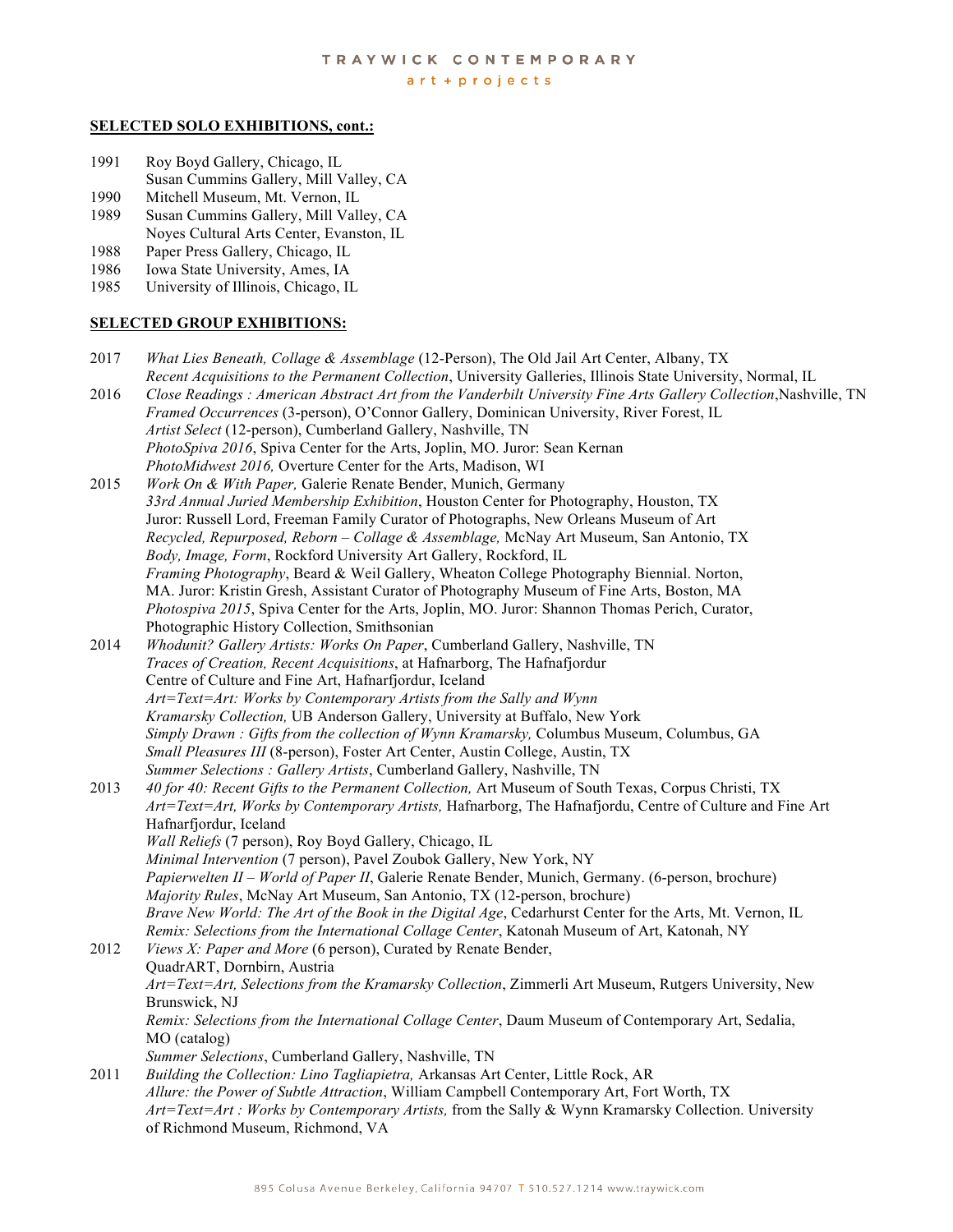**SELECTED SOLO EXHIBITIONS, cont.:**

1991 Roy Boyd Gallery, Chicago, IL
Susan Cummins Gallery, Mill Valley, CA
1990 Mitchell Museum, Mt. Vernon, IL
1989 Susan Cummins Gallery, Mill Valley, CA
Noyes Cultural Arts Center, Evanston, IL
1988 Paper Press Gallery, Chicago, IL
1986 Iowa State University, Ames, IA
1985 University of Illinois, Chicago, IL

**SELECTED GROUP EXHIBITIONS:**

2017 *What Lies Beneath, Collage & Assemblage* (12-Person), The Old Jail Art Center, Albany, TX
*Recent Acquisitions to the Permanent Collection*, University Galleries, Illinois State University, Normal, IL
2016 *Close Readings : American Abstract Art from the Vanderbilt University Fine Arts Gallery Collection*,Nashville, TN
*Framed Occurrences* (3-person), O'Connor Gallery, Dominican University, River Forest, IL
*Artist Select* (12-person), Cumberland Gallery, Nashville, TN
*PhotoSpiva 2016*, Spiva Center for the Arts, Joplin, MO. Juror: Sean Kernan
*PhotoMidwest 2016,* Overture Center for the Arts, Madison, WI
2015 *Work On & With Paper,* Galerie Renate Bender, Munich, Germany
*33rd Annual Juried Membership Exhibition*, Houston Center for Photography, Houston, TX
Juror: Russell Lord, Freeman Family Curator of Photographs, New Orleans Museum of Art
*Recycled, Repurposed, Reborn – Collage & Assemblage,* McNay Art Museum, San Antonio, TX
*Body, Image, Form*, Rockford University Art Gallery, Rockford, IL
*Framing Photography*, Beard & Weil Gallery, Wheaton College Photography Biennial. Norton, MA. Juror: Kristin Gresh, Assistant Curator of Photography Museum of Fine Arts, Boston, MA
*Photospiva 2015*, Spiva Center for the Arts, Joplin, MO. Juror: Shannon Thomas Perich, Curator, Photographic History Collection, Smithsonian
2014 *Whodunit? Gallery Artists: Works On Paper*, Cumberland Gallery, Nashville, TN
*Traces of Creation, Recent Acquisitions*, at Hafnarborg, The Hafnafjordur Centre of Culture and Fine Art, Hafnarfjordur, Iceland
*Art=Text=Art: Works by Contemporary Artists from the Sally and Wynn Kramarsky Collection,* UB Anderson Gallery, University at Buffalo, New York
*Simply Drawn : Gifts from the collection of Wynn Kramarsky,* Columbus Museum, Columbus, GA
*Small Pleasures III* (8-person), Foster Art Center, Austin College, Austin, TX
*Summer Selections : Gallery Artists*, Cumberland Gallery, Nashville, TN
2013 *40 for 40: Recent Gifts to the Permanent Collection,* Art Museum of South Texas, Corpus Christi, TX
*Art=Text=Art, Works by Contemporary Artists,* Hafnarborg, The Hafnafjordu, Centre of Culture and Fine Art Hafnarfjordur, Iceland
*Wall Reliefs* (7 person), Roy Boyd Gallery, Chicago, IL
*Minimal Intervention* (7 person), Pavel Zoubok Gallery, New York, NY
*Papierwelten II – World of Paper II*, Galerie Renate Bender, Munich, Germany. (6-person, brochure)
*Majority Rules*, McNay Art Museum, San Antonio, TX (12-person, brochure)
*Brave New World: The Art of the Book in the Digital Age*, Cedarhurst Center for the Arts, Mt. Vernon, IL
*Remix: Selections from the International Collage Center*, Katonah Museum of Art, Katonah, NY
2012 *Views X: Paper and More* (6 person), Curated by Renate Bender, QuadrART, Dornbirn, Austria
*Art=Text=Art, Selections from the Kramarsky Collection*, Zimmerli Art Museum, Rutgers University, New Brunswick, NJ
*Remix: Selections from the International Collage Center*, Daum Museum of Contemporary Art, Sedalia, MO (catalog)
*Summer Selections*, Cumberland Gallery, Nashville, TN
2011 *Building the Collection: Lino Tagliapietra,* Arkansas Art Center, Little Rock, AR
*Allure: the Power of Subtle Attraction*, William Campbell Contemporary Art, Fort Worth, TX
*Art=Text=Art : Works by Contemporary Artists,* from the Sally & Wynn Kramarsky Collection. University of Richmond Museum, Richmond, VA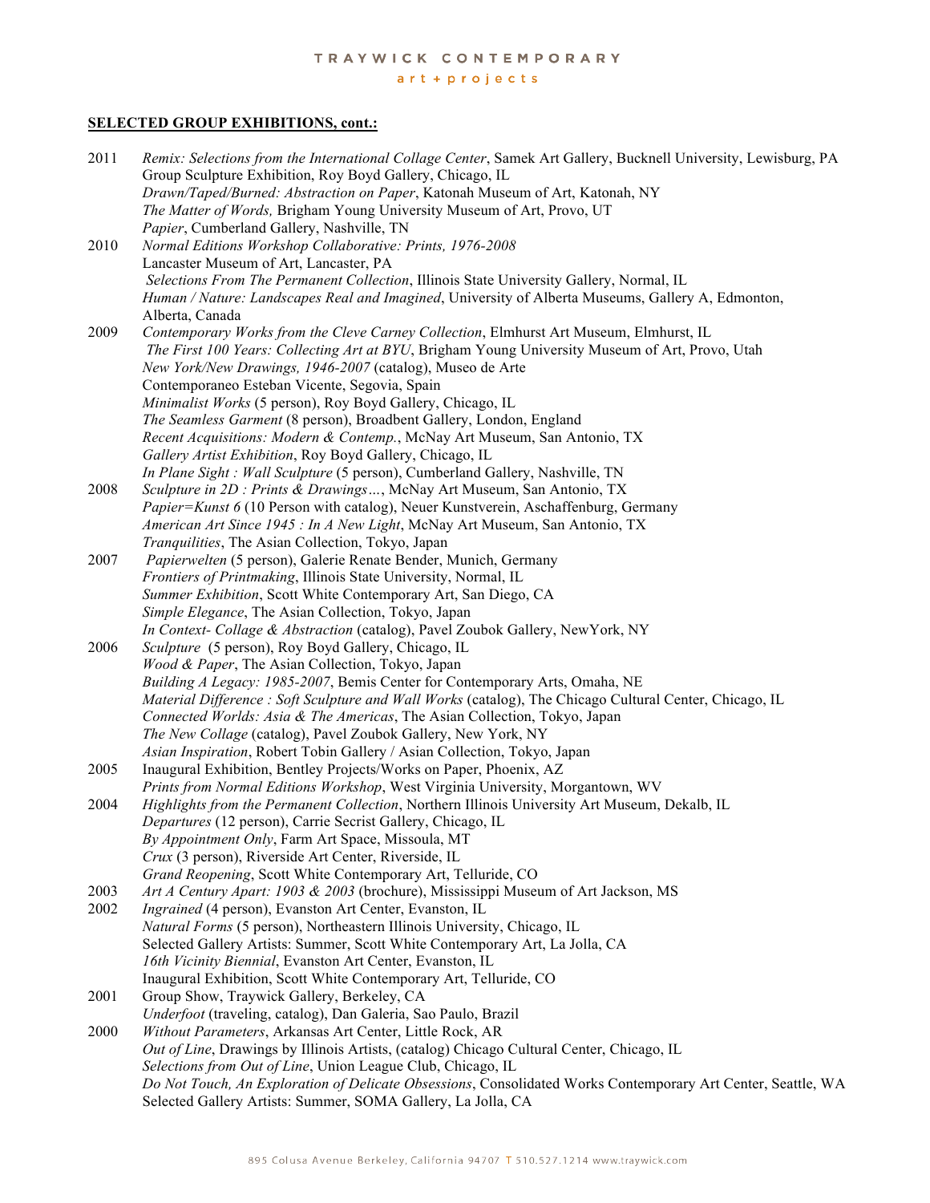## SELECTED GROUP EXHIBITIONS, cont.:

2011 *Remix: Selections from the International Collage Center*, Samek Art Gallery, Bucknell University, Lewisburg, PA
Group Sculpture Exhibition, Roy Boyd Gallery, Chicago, IL
*Drawn/Taped/Burned: Abstraction on Paper*, Katonah Museum of Art, Katonah, NY
*The Matter of Words,* Brigham Young University Museum of Art, Provo, UT
*Papier*, Cumberland Gallery, Nashville, TN

2010 *Normal Editions Workshop Collaborative: Prints, 1976-2008*
Lancaster Museum of Art, Lancaster, PA
*Selections From The Permanent Collection*, Illinois State University Gallery, Normal, IL
*Human / Nature: Landscapes Real and Imagined*, University of Alberta Museums, Gallery A, Edmonton, Alberta, Canada

2009 *Contemporary Works from the Cleve Carney Collection*, Elmhurst Art Museum, Elmhurst, IL
*The First 100 Years: Collecting Art at BYU*, Brigham Young University Museum of Art, Provo, Utah
*New York/New Drawings, 1946-2007* (catalog), Museo de Arte Contemporaneo Esteban Vicente, Segovia, Spain
*Minimalist Works* (5 person), Roy Boyd Gallery, Chicago, IL
*The Seamless Garment* (8 person), Broadbent Gallery, London, England
*Recent Acquisitions: Modern & Contemp.*, McNay Art Museum, San Antonio, TX
*Gallery Artist Exhibition*, Roy Boyd Gallery, Chicago, IL
*In Plane Sight : Wall Sculpture* (5 person), Cumberland Gallery, Nashville, TN

2008 *Sculpture in 2D : Prints & Drawings…*, McNay Art Museum, San Antonio, TX
*Papier=Kunst 6* (10 Person with catalog), Neuer Kunstverein, Aschaffenburg, Germany
*American Art Since 1945 : In A New Light*, McNay Art Museum, San Antonio, TX
*Tranquilities*, The Asian Collection, Tokyo, Japan

2007 *Papierwelten* (5 person), Galerie Renate Bender, Munich, Germany
*Frontiers of Printmaking*, Illinois State University, Normal, IL
*Summer Exhibition*, Scott White Contemporary Art, San Diego, CA
*Simple Elegance*, The Asian Collection, Tokyo, Japan
*In Context- Collage & Abstraction* (catalog), Pavel Zoubok Gallery, NewYork, NY

2006 *Sculpture* (5 person), Roy Boyd Gallery, Chicago, IL
*Wood & Paper*, The Asian Collection, Tokyo, Japan
*Building A Legacy: 1985-2007*, Bemis Center for Contemporary Arts, Omaha, NE
*Material Difference : Soft Sculpture and Wall Works* (catalog), The Chicago Cultural Center, Chicago, IL
*Connected Worlds: Asia & The Americas*, The Asian Collection, Tokyo, Japan
*The New Collage* (catalog), Pavel Zoubok Gallery, New York, NY
*Asian Inspiration*, Robert Tobin Gallery / Asian Collection, Tokyo, Japan

2005 Inaugural Exhibition, Bentley Projects/Works on Paper, Phoenix, AZ
*Prints from Normal Editions Workshop*, West Virginia University, Morgantown, WV

2004 *Highlights from the Permanent Collection*, Northern Illinois University Art Museum, Dekalb, IL
*Departures* (12 person), Carrie Secrist Gallery, Chicago, IL
*By Appointment Only*, Farm Art Space, Missoula, MT
*Crux* (3 person), Riverside Art Center, Riverside, IL
*Grand Reopening*, Scott White Contemporary Art, Telluride, CO

2003 *Art A Century Apart: 1903 & 2003* (brochure), Mississippi Museum of Art Jackson, MS

2002 *Ingrained* (4 person), Evanston Art Center, Evanston, IL
*Natural Forms* (5 person), Northeastern Illinois University, Chicago, IL
Selected Gallery Artists: Summer, Scott White Contemporary Art, La Jolla, CA
*16th Vicinity Biennial*, Evanston Art Center, Evanston, IL
Inaugural Exhibition, Scott White Contemporary Art, Telluride, CO

2001 Group Show, Traywick Gallery, Berkeley, CA
*Underfoot* (traveling, catalog), Dan Galeria, Sao Paulo, Brazil

2000 *Without Parameters*, Arkansas Art Center, Little Rock, AR
*Out of Line*, Drawings by Illinois Artists, (catalog) Chicago Cultural Center, Chicago, IL
*Selections from Out of Line*, Union League Club, Chicago, IL
*Do Not Touch, An Exploration of Delicate Obsessions*, Consolidated Works Contemporary Art Center, Seattle, WA
Selected Gallery Artists: Summer, SOMA Gallery, La Jolla, CA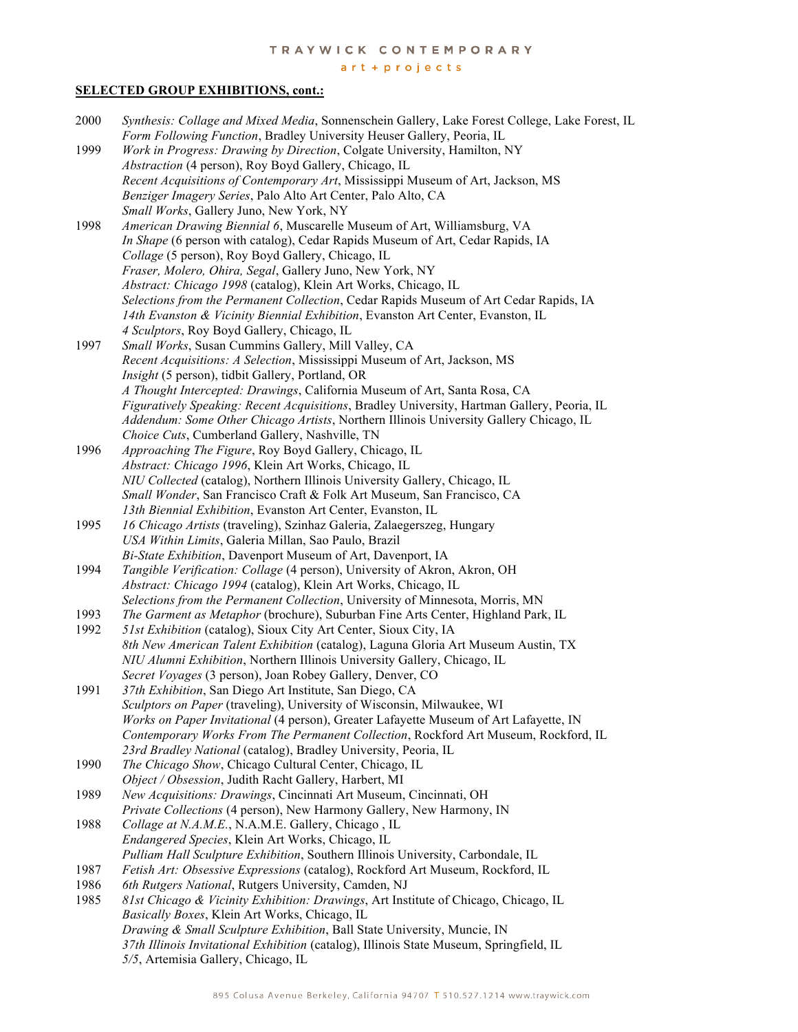## SELECTED GROUP EXHIBITIONS, cont.:

2000 *Synthesis: Collage and Mixed Media*, Sonnenschein Gallery, Lake Forest College, Lake Forest, IL
*Form Following Function*, Bradley University Heuser Gallery, Peoria, IL

1999 *Work in Progress: Drawing by Direction*, Colgate University, Hamilton, NY
*Abstraction* (4 person), Roy Boyd Gallery, Chicago, IL
*Recent Acquisitions of Contemporary Art*, Mississippi Museum of Art, Jackson, MS
*Benziger Imagery Series*, Palo Alto Art Center, Palo Alto, CA
*Small Works*, Gallery Juno, New York, NY

1998 *American Drawing Biennial 6*, Muscarelle Museum of Art, Williamsburg, VA
*In Shape* (6 person with catalog), Cedar Rapids Museum of Art, Cedar Rapids, IA
*Collage* (5 person), Roy Boyd Gallery, Chicago, IL
*Fraser, Molero, Ohira, Segal*, Gallery Juno, New York, NY
*Abstract: Chicago 1998* (catalog), Klein Art Works, Chicago, IL
*Selections from the Permanent Collection*, Cedar Rapids Museum of Art Cedar Rapids, IA
*14th Evanston & Vicinity Biennial Exhibition*, Evanston Art Center, Evanston, IL
*4 Sculptors*, Roy Boyd Gallery, Chicago, IL

1997 *Small Works*, Susan Cummins Gallery, Mill Valley, CA
*Recent Acquisitions: A Selection*, Mississippi Museum of Art, Jackson, MS
*Insight* (5 person), tidbit Gallery, Portland, OR
*A Thought Intercepted: Drawings*, California Museum of Art, Santa Rosa, CA
*Figuratively Speaking: Recent Acquisitions*, Bradley University, Hartman Gallery, Peoria, IL
*Addendum: Some Other Chicago Artists*, Northern Illinois University Gallery Chicago, IL
*Choice Cuts*, Cumberland Gallery, Nashville, TN

1996 *Approaching The Figure*, Roy Boyd Gallery, Chicago, IL
*Abstract: Chicago 1996*, Klein Art Works, Chicago, IL
*NIU Collected* (catalog), Northern Illinois University Gallery, Chicago, IL
*Small Wonder*, San Francisco Craft & Folk Art Museum, San Francisco, CA
*13th Biennial Exhibition*, Evanston Art Center, Evanston, IL

1995 *16 Chicago Artists* (traveling), Szinhaz Galeria, Zalaegerszeg, Hungary
*USA Within Limits*, Galeria Millan, Sao Paulo, Brazil
*Bi-State Exhibition*, Davenport Museum of Art, Davenport, IA

1994 *Tangible Verification: Collage* (4 person), University of Akron, Akron, OH
*Abstract: Chicago 1994* (catalog), Klein Art Works, Chicago, IL
*Selections from the Permanent Collection*, University of Minnesota, Morris, MN

1993 *The Garment as Metaphor* (brochure), Suburban Fine Arts Center, Highland Park, IL

1992 *51st Exhibition* (catalog), Sioux City Art Center, Sioux City, IA
*8th New American Talent Exhibition* (catalog), Laguna Gloria Art Museum Austin, TX
*NIU Alumni Exhibition*, Northern Illinois University Gallery, Chicago, IL
*Secret Voyages* (3 person), Joan Robey Gallery, Denver, CO

1991 *37th Exhibition*, San Diego Art Institute, San Diego, CA
*Sculptors on Paper* (traveling), University of Wisconsin, Milwaukee, WI
*Works on Paper Invitational* (4 person), Greater Lafayette Museum of Art Lafayette, IN
*Contemporary Works From The Permanent Collection*, Rockford Art Museum, Rockford, IL
*23rd Bradley National* (catalog), Bradley University, Peoria, IL

1990 *The Chicago Show*, Chicago Cultural Center, Chicago, IL
*Object / Obsession*, Judith Racht Gallery, Harbert, MI

1989 *New Acquisitions: Drawings*, Cincinnati Art Museum, Cincinnati, OH
*Private Collections* (4 person), New Harmony Gallery, New Harmony, IN

1988 *Collage at N.A.M.E.*, N.A.M.E. Gallery, Chicago , IL
*Endangered Species*, Klein Art Works, Chicago, IL
*Pulliam Hall Sculpture Exhibition*, Southern Illinois University, Carbondale, IL

1987 *Fetish Art: Obsessive Expressions* (catalog), Rockford Art Museum, Rockford, IL

1986 *6th Rutgers National*, Rutgers University, Camden, NJ

1985 *81st Chicago & Vicinity Exhibition: Drawings*, Art Institute of Chicago, Chicago, IL
*Basically Boxes*, Klein Art Works, Chicago, IL
*Drawing & Small Sculpture Exhibition*, Ball State University, Muncie, IN
*37th Illinois Invitational Exhibition* (catalog), Illinois State Museum, Springfield, IL
*5/5*, Artemisia Gallery, Chicago, IL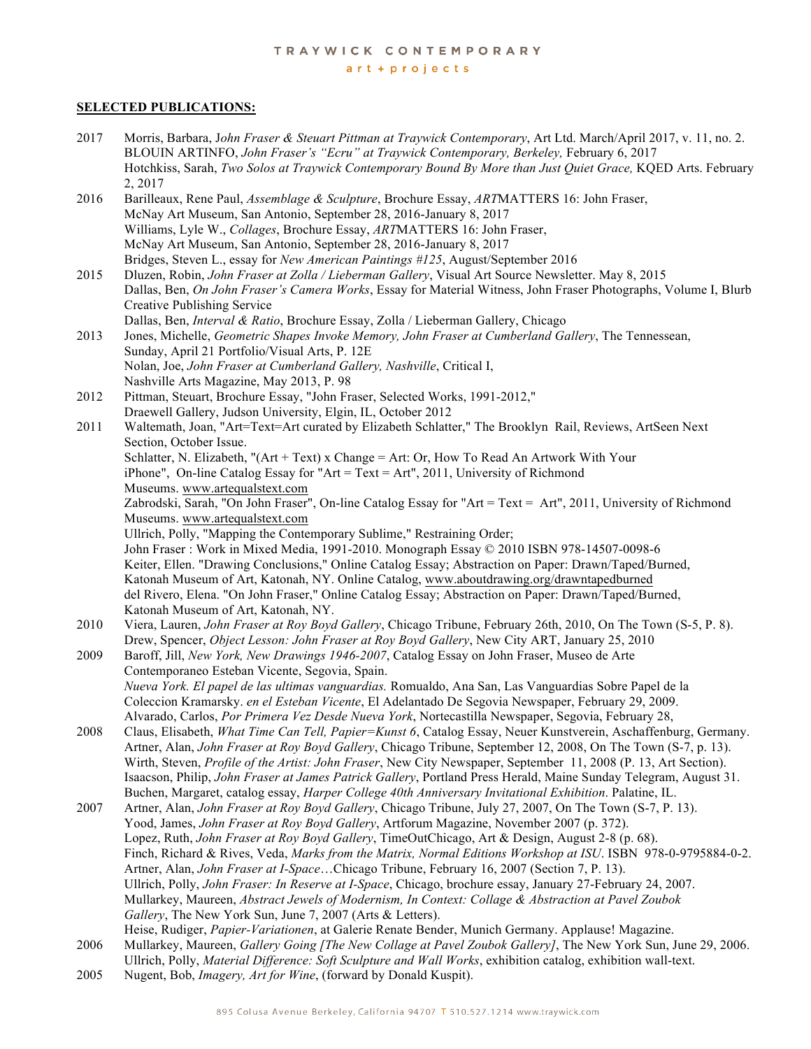**SELECTED PUBLICATIONS:**

2017 Morris, Barbara, J*ohn Fraser & Steuart Pittman at Traywick Contemporary*, Art Ltd. March/April 2017, v. 11, no. 2.
BLOUIN ARTINFO, *John Fraser's "Ecru" at Traywick Contemporary, Berkeley,* February 6, 2017
Hotchkiss, Sarah, *Two Solos at Traywick Contemporary Bound By More than Just Quiet Grace,* KQED Arts. February 2, 2017

2016 Barilleaux, Rene Paul, *Assemblage & Sculpture*, Brochure Essay, *ART*MATTERS 16: John Fraser, McNay Art Museum, San Antonio, September 28, 2016-January 8, 2017
Williams, Lyle W., *Collages*, Brochure Essay, *ART*MATTERS 16: John Fraser, McNay Art Museum, San Antonio, September 28, 2016-January 8, 2017
Bridges, Steven L., essay for *New American Paintings #125*, August/September 2016

2015 Dluzen, Robin, *John Fraser at Zolla / Lieberman Gallery*, Visual Art Source Newsletter. May 8, 2015
Dallas, Ben, *On John Fraser's Camera Works*, Essay for Material Witness, John Fraser Photographs, Volume I, Blurb Creative Publishing Service
Dallas, Ben, *Interval & Ratio*, Brochure Essay, Zolla / Lieberman Gallery, Chicago

2013 Jones, Michelle, *Geometric Shapes Invoke Memory, John Fraser at Cumberland Gallery*, The Tennessean, Sunday, April 21 Portfolio/Visual Arts, P. 12E
Nolan, Joe, *John Fraser at Cumberland Gallery, Nashville*, Critical I, Nashville Arts Magazine, May 2013, P. 98

2012 Pittman, Steuart, Brochure Essay, "John Fraser, Selected Works, 1991-2012," Draewell Gallery, Judson University, Elgin, IL, October 2012

2011 Waltemath, Joan, "Art=Text=Art curated by Elizabeth Schlatter," The Brooklyn Rail, Reviews, ArtSeen Next Section, October Issue.
Schlatter, N. Elizabeth, "(Art + Text) x Change = Art: Or, How To Read An Artwork With Your iPhone", On-line Catalog Essay for "Art = Text = Art", 2011, University of Richmond Museums. www.artequalstext.com
Zabrodski, Sarah, "On John Fraser", On-line Catalog Essay for "Art = Text = Art", 2011, University of Richmond Museums. www.artequalstext.com
Ullrich, Polly, "Mapping the Contemporary Sublime," Restraining Order;
John Fraser : Work in Mixed Media, 1991-2010. Monograph Essay © 2010 ISBN 978-14507-0098-6
Keiter, Ellen. "Drawing Conclusions," Online Catalog Essay; Abstraction on Paper: Drawn/Taped/Burned, Katonah Museum of Art, Katonah, NY. Online Catalog, www.aboutdrawing.org/drawntapedburned
del Rivero, Elena. "On John Fraser," Online Catalog Essay; Abstraction on Paper: Drawn/Taped/Burned, Katonah Museum of Art, Katonah, NY.

2010 Viera, Lauren, *John Fraser at Roy Boyd Gallery*, Chicago Tribune, February 26th, 2010, On The Town (S-5, P. 8).
Drew, Spencer, *Object Lesson: John Fraser at Roy Boyd Gallery*, New City ART, January 25, 2010

2009 Baroff, Jill, *New York, New Drawings 1946-2007*, Catalog Essay on John Fraser, Museo de Arte Contemporaneo Esteban Vicente, Segovia, Spain.
*Nueva York. El papel de las ultimas vanguardias.* Romualdo, Ana San, Las Vanguardias Sobre Papel de la Coleccion Kramarsky. *en el Esteban Vicente*, El Adelantado De Segovia Newspaper, February 29, 2009.
Alvarado, Carlos, *Por Primera Vez Desde Nueva York*, Nortecastilla Newspaper, Segovia, February 28,

2008 Claus, Elisabeth, *What Time Can Tell, Papier=Kunst 6*, Catalog Essay, Neuer Kunstverein, Aschaffenburg, Germany.
Artner, Alan, *John Fraser at Roy Boyd Gallery*, Chicago Tribune, September 12, 2008, On The Town (S-7, p. 13).
Wirth, Steven, *Profile of the Artist: John Fraser*, New City Newspaper, September 11, 2008 (P. 13, Art Section).
Isaacson, Philip, *John Fraser at James Patrick Gallery*, Portland Press Herald, Maine Sunday Telegram, August 31.
Buchen, Margaret, catalog essay, *Harper College 40th Anniversary Invitational Exhibition*. Palatine, IL.

2007 Artner, Alan, *John Fraser at Roy Boyd Gallery*, Chicago Tribune, July 27, 2007, On The Town (S-7, P. 13).
Yood, James, *John Fraser at Roy Boyd Gallery*, Artforum Magazine, November 2007 (p. 372).
Lopez, Ruth, *John Fraser at Roy Boyd Gallery*, TimeOutChicago, Art & Design, August 2-8 (p. 68).
Finch, Richard & Rives, Veda, *Marks from the Matrix, Normal Editions Workshop at ISU*. ISBN 978-0-9795884-0-2.
Artner, Alan, *John Fraser at I-Space*…Chicago Tribune, February 16, 2007 (Section 7, P. 13).
Ullrich, Polly, *John Fraser: In Reserve at I-Space*, Chicago, brochure essay, January 27-February 24, 2007.
Mullarkey, Maureen, *Abstract Jewels of Modernism, In Context: Collage & Abstraction at Pavel Zoubok Gallery*, The New York Sun, June 7, 2007 (Arts & Letters).
Heise, Rudiger, *Papier-Variationen*, at Galerie Renate Bender, Munich Germany. Applause! Magazine.

2006 Mullarkey, Maureen, *Gallery Going [The New Collage at Pavel Zoubok Gallery]*, The New York Sun, June 29, 2006.
Ullrich, Polly, *Material Difference: Soft Sculpture and Wall Works*, exhibition catalog, exhibition wall-text.

2005 Nugent, Bob, *Imagery, Art for Wine*, (forward by Donald Kuspit).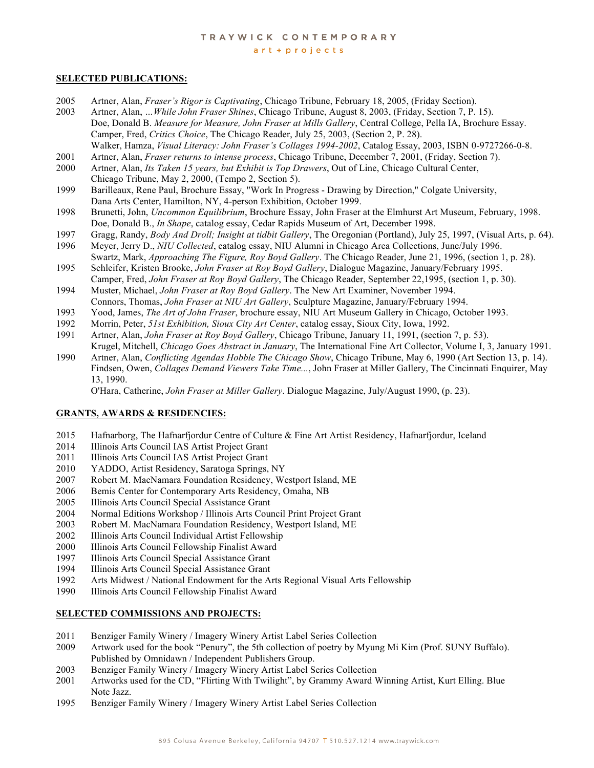## SELECTED PUBLICATIONS:

2005 Artner, Alan, *Fraser's Rigor is Captivating*, Chicago Tribune, February 18, 2005, (Friday Section).

2003 Artner, Alan, *...While John Fraser Shines*, Chicago Tribune, August 8, 2003, (Friday, Section 7, P. 15).
Doe, Donald B. *Measure for Measure, John Fraser at Mills Gallery*, Central College, Pella IA, Brochure Essay.
Camper, Fred, *Critics Choice*, The Chicago Reader, July 25, 2003, (Section 2, P. 28).
Walker, Hamza, *Visual Literacy: John Fraser's Collages 1994-2002*, Catalog Essay, 2003, ISBN 0-9727266-0-8.

2001 Artner, Alan, *Fraser returns to intense process*, Chicago Tribune, December 7, 2001, (Friday, Section 7).

2000 Artner, Alan, *Its Taken 15 years, but Exhibit is Top Drawers*, Out of Line, Chicago Cultural Center, Chicago Tribune, May 2, 2000, (Tempo 2, Section 5).

1999 Barilleaux, Rene Paul, Brochure Essay, "Work In Progress - Drawing by Direction," Colgate University, Dana Arts Center, Hamilton, NY, 4-person Exhibition, October 1999.

1998 Brunetti, John, *Uncommon Equilibrium*, Brochure Essay, John Fraser at the Elmhurst Art Museum, February, 1998.
Doe, Donald B., *In Shape*, catalog essay, Cedar Rapids Museum of Art, December 1998.

1997 Gragg, Randy, *Body And Droll; Insight at tidbit Gallery*, The Oregonian (Portland), July 25, 1997, (Visual Arts, p. 64).

1996 Meyer, Jerry D., *NIU Collected*, catalog essay, NIU Alumni in Chicago Area Collections, June/July 1996.
Swartz, Mark, *Approaching The Figure, Roy Boyd Gallery*. The Chicago Reader, June 21, 1996, (section 1, p. 28).

1995 Schleifer, Kristen Brooke, *John Fraser at Roy Boyd Gallery*, Dialogue Magazine, January/February 1995.
Camper, Fred, *John Fraser at Roy Boyd Gallery*, The Chicago Reader, September 22,1995, (section 1, p. 30).

1994 Muster, Michael, *John Fraser at Roy Boyd Gallery*. The New Art Examiner, November 1994.
Connors, Thomas, *John Fraser at NIU Art Gallery*, Sculpture Magazine, January/February 1994.

1993 Yood, James, *The Art of John Fraser*, brochure essay, NIU Art Museum Gallery in Chicago, October 1993.

1992 Morrin, Peter, *51st Exhibition, Sioux City Art Center*, catalog essay, Sioux City, Iowa, 1992.

1991 Artner, Alan, *John Fraser at Roy Boyd Gallery*, Chicago Tribune, January 11, 1991, (section 7, p. 53).
Krugel, Mitchell, *Chicago Goes Abstract in January*, The International Fine Art Collector, Volume I, 3, January 1991.

1990 Artner, Alan, *Conflicting Agendas Hobble The Chicago Show*, Chicago Tribune, May 6, 1990 (Art Section 13, p. 14).
Findsen, Owen, *Collages Demand Viewers Take Time...*, John Fraser at Miller Gallery, The Cincinnati Enquirer, May 13, 1990.
O'Hara, Catherine, *John Fraser at Miller Gallery*. Dialogue Magazine, July/August 1990, (p. 23).

## GRANTS, AWARDS & RESIDENCIES:

2015 Hafnarborg, The Hafnarfjordur Centre of Culture & Fine Art Artist Residency, Hafnarfjordur, Iceland
2014 Illinois Arts Council IAS Artist Project Grant
2011 Illinois Arts Council IAS Artist Project Grant
2010 YADDO, Artist Residency, Saratoga Springs, NY
2007 Robert M. MacNamara Foundation Residency, Westport Island, ME
2006 Bemis Center for Contemporary Arts Residency, Omaha, NB
2005 Illinois Arts Council Special Assistance Grant
2004 Normal Editions Workshop / Illinois Arts Council Print Project Grant
2003 Robert M. MacNamara Foundation Residency, Westport Island, ME
2002 Illinois Arts Council Individual Artist Fellowship
2000 Illinois Arts Council Fellowship Finalist Award
1997 Illinois Arts Council Special Assistance Grant
1994 Illinois Arts Council Special Assistance Grant
1992 Arts Midwest / National Endowment for the Arts Regional Visual Arts Fellowship
1990 Illinois Arts Council Fellowship Finalist Award

## SELECTED COMMISSIONS AND PROJECTS:

2011 Benziger Family Winery / Imagery Winery Artist Label Series Collection

2009 Artwork used for the book "Penury", the 5th collection of poetry by Myung Mi Kim (Prof. SUNY Buffalo). Published by Omnidawn / Independent Publishers Group.

2003 Benziger Family Winery / Imagery Winery Artist Label Series Collection

2001 Artworks used for the CD, "Flirting With Twilight", by Grammy Award Winning Artist, Kurt Elling. Blue Note Jazz.

1995 Benziger Family Winery / Imagery Winery Artist Label Series Collection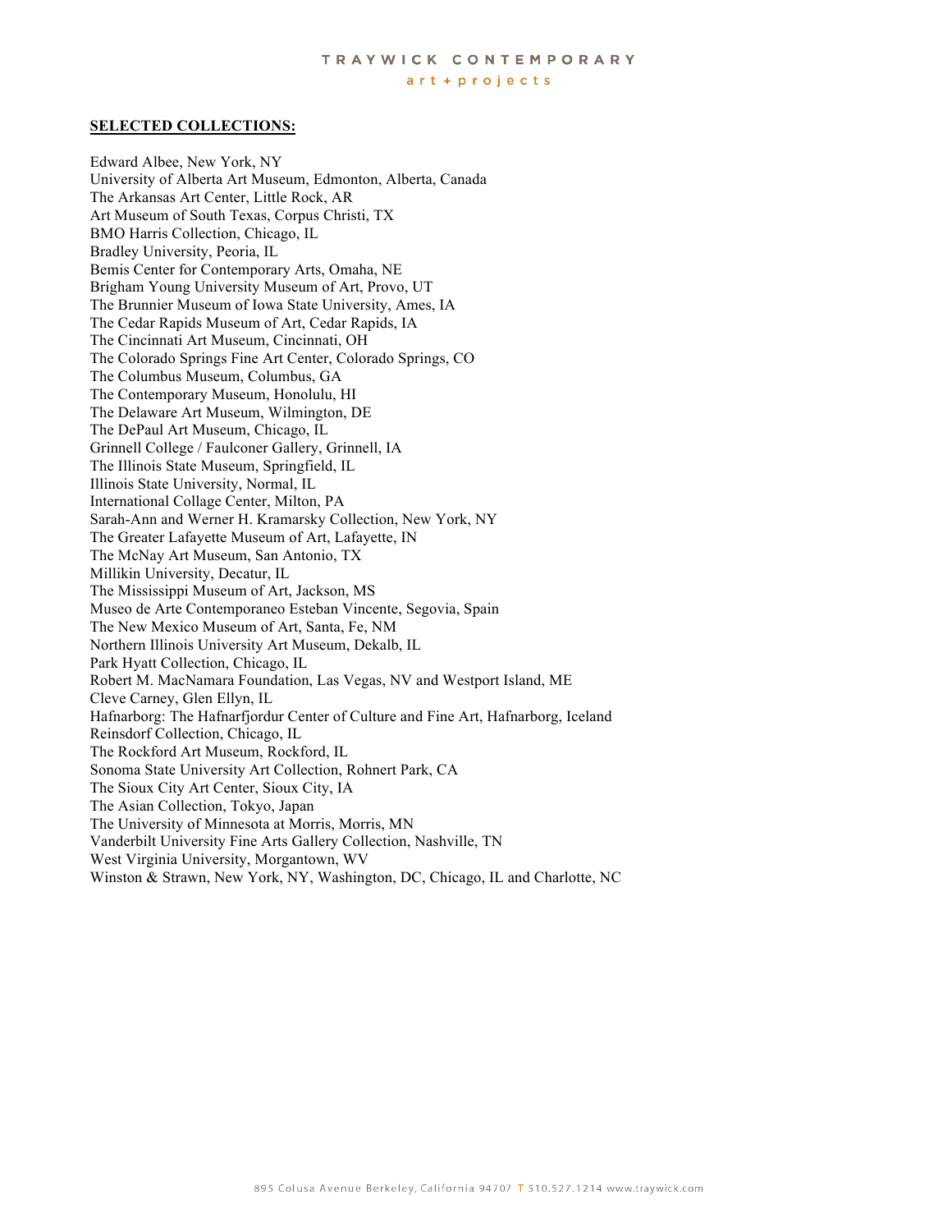**SELECTED COLLECTIONS:**

Edward Albee, New York, NY
University of Alberta Art Museum, Edmonton, Alberta, Canada
The Arkansas Art Center, Little Rock, AR
Art Museum of South Texas, Corpus Christi, TX
BMO Harris Collection, Chicago, IL
Bradley University, Peoria, IL
Bemis Center for Contemporary Arts, Omaha, NE
Brigham Young University Museum of Art, Provo, UT
The Brunnier Museum of Iowa State University, Ames, IA
The Cedar Rapids Museum of Art, Cedar Rapids, IA
The Cincinnati Art Museum, Cincinnati, OH
The Colorado Springs Fine Art Center, Colorado Springs, CO
The Columbus Museum, Columbus, GA
The Contemporary Museum, Honolulu, HI
The Delaware Art Museum, Wilmington, DE
The DePaul Art Museum, Chicago, IL
Grinnell College / Faulconer Gallery, Grinnell, IA
The Illinois State Museum, Springfield, IL
Illinois State University, Normal, IL
International Collage Center, Milton, PA
Sarah-Ann and Werner H. Kramarsky Collection, New York, NY
The Greater Lafayette Museum of Art, Lafayette, IN
The McNay Art Museum, San Antonio, TX
Millikin University, Decatur, IL
The Mississippi Museum of Art, Jackson, MS
Museo de Arte Contemporaneo Esteban Vincente, Segovia, Spain
The New Mexico Museum of Art, Santa, Fe, NM
Northern Illinois University Art Museum, Dekalb, IL
Park Hyatt Collection, Chicago, IL
Robert M. MacNamara Foundation, Las Vegas, NV and Westport Island, ME
Cleve Carney, Glen Ellyn, IL
Hafnarborg: The Hafnarfjordur Center of Culture and Fine Art, Hafnarborg, Iceland
Reinsdorf Collection, Chicago, IL
The Rockford Art Museum, Rockford, IL
Sonoma State University Art Collection, Rohnert Park, CA
The Sioux City Art Center, Sioux City, IA
The Asian Collection, Tokyo, Japan
The University of Minnesota at Morris, Morris, MN
Vanderbilt University Fine Arts Gallery Collection, Nashville, TN
West Virginia University, Morgantown, WV
Winston & Strawn, New York, NY, Washington, DC, Chicago, IL and Charlotte, NC